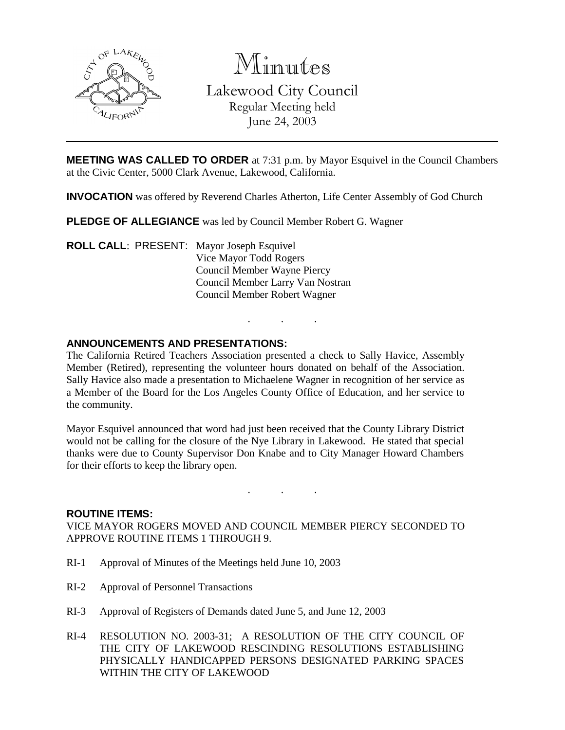# Minutes

## Lakewood City Council

Regular Meeting held
June 24, 2003

**MEETING WAS CALLED TO ORDER** at 7:31 p.m. by Mayor Esquivel in the Council Chambers at the Civic Center, 5000 Clark Avenue, Lakewood, California.

**INVOCATION** was offered by Reverend Charles Atherton, Life Center Assembly of God Church

**PLEDGE OF ALLEGIANCE** was led by Council Member Robert G. Wagner

**ROLL CALL**: PRESENT: Mayor Joseph Esquivel
Vice Mayor Todd Rogers
Council Member Wayne Piercy
Council Member Larry Van Nostran
Council Member Robert Wagner

. . .

**ANNOUNCEMENTS AND PRESENTATIONS:**

The California Retired Teachers Association presented a check to Sally Havice, Assembly Member (Retired), representing the volunteer hours donated on behalf of the Association. Sally Havice also made a presentation to Michaelene Wagner in recognition of her service as a Member of the Board for the Los Angeles County Office of Education, and her service to the community.

Mayor Esquivel announced that word had just been received that the County Library District would not be calling for the closure of the Nye Library in Lakewood. He stated that special thanks were due to County Supervisor Don Knabe and to City Manager Howard Chambers for their efforts to keep the library open.

. . .

**ROUTINE ITEMS:**

VICE MAYOR ROGERS MOVED AND COUNCIL MEMBER PIERCY SECONDED TO APPROVE ROUTINE ITEMS 1 THROUGH 9.

RI-1 Approval of Minutes of the Meetings held June 10, 2003

RI-2 Approval of Personnel Transactions

RI-3 Approval of Registers of Demands dated June 5, and June 12, 2003

RI-4 RESOLUTION NO. 2003-31; A RESOLUTION OF THE CITY COUNCIL OF THE CITY OF LAKEWOOD RESCINDING RESOLUTIONS ESTABLISHING PHYSICALLY HANDICAPPED PERSONS DESIGNATED PARKING SPACES WITHIN THE CITY OF LAKEWOOD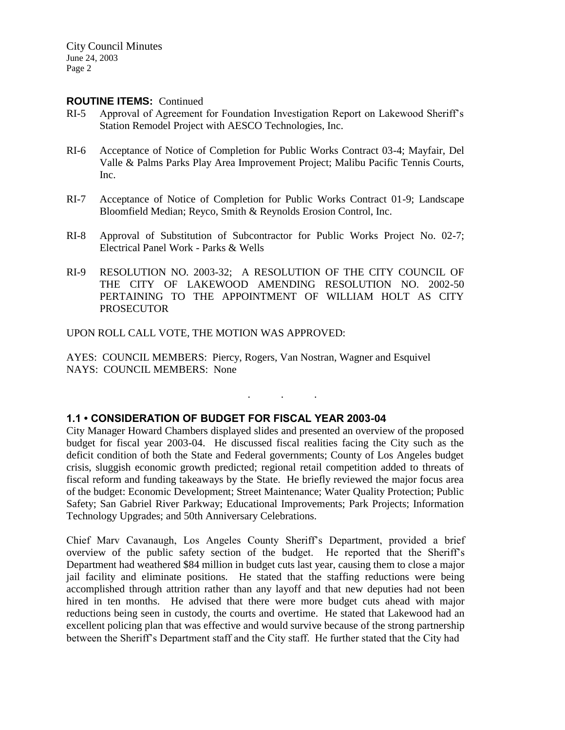**ROUTINE ITEMS:** Continued

RI-5 Approval of Agreement for Foundation Investigation Report on Lakewood Sheriff's Station Remodel Project with AESCO Technologies, Inc.

RI-6 Acceptance of Notice of Completion for Public Works Contract 03-4; Mayfair, Del Valle & Palms Parks Play Area Improvement Project; Malibu Pacific Tennis Courts, Inc.

RI-7 Acceptance of Notice of Completion for Public Works Contract 01-9; Landscape Bloomfield Median; Reyco, Smith & Reynolds Erosion Control, Inc.

RI-8 Approval of Substitution of Subcontractor for Public Works Project No. 02-7; Electrical Panel Work - Parks & Wells

RI-9 RESOLUTION NO. 2003-32; A RESOLUTION OF THE CITY COUNCIL OF THE CITY OF LAKEWOOD AMENDING RESOLUTION NO. 2002-50 PERTAINING TO THE APPOINTMENT OF WILLIAM HOLT AS CITY PROSECUTOR

UPON ROLL CALL VOTE, THE MOTION WAS APPROVED:

AYES: COUNCIL MEMBERS: Piercy, Rogers, Van Nostran, Wagner and Esquivel
NAYS: COUNCIL MEMBERS: None

. . .

**1.1 • CONSIDERATION OF BUDGET FOR FISCAL YEAR 2003-04**

City Manager Howard Chambers displayed slides and presented an overview of the proposed budget for fiscal year 2003-04. He discussed fiscal realities facing the City such as the deficit condition of both the State and Federal governments; County of Los Angeles budget crisis, sluggish economic growth predicted; regional retail competition added to threats of fiscal reform and funding takeaways by the State. He briefly reviewed the major focus area of the budget: Economic Development; Street Maintenance; Water Quality Protection; Public Safety; San Gabriel River Parkway; Educational Improvements; Park Projects; Information Technology Upgrades; and 50th Anniversary Celebrations.

Chief Marv Cavanaugh, Los Angeles County Sheriff's Department, provided a brief overview of the public safety section of the budget. He reported that the Sheriff's Department had weathered $84 million in budget cuts last year, causing them to close a major jail facility and eliminate positions. He stated that the staffing reductions were being accomplished through attrition rather than any layoff and that new deputies had not been hired in ten months. He advised that there were more budget cuts ahead with major reductions being seen in custody, the courts and overtime. He stated that Lakewood had an excellent policing plan that was effective and would survive because of the strong partnership between the Sheriff's Department staff and the City staff. He further stated that the City had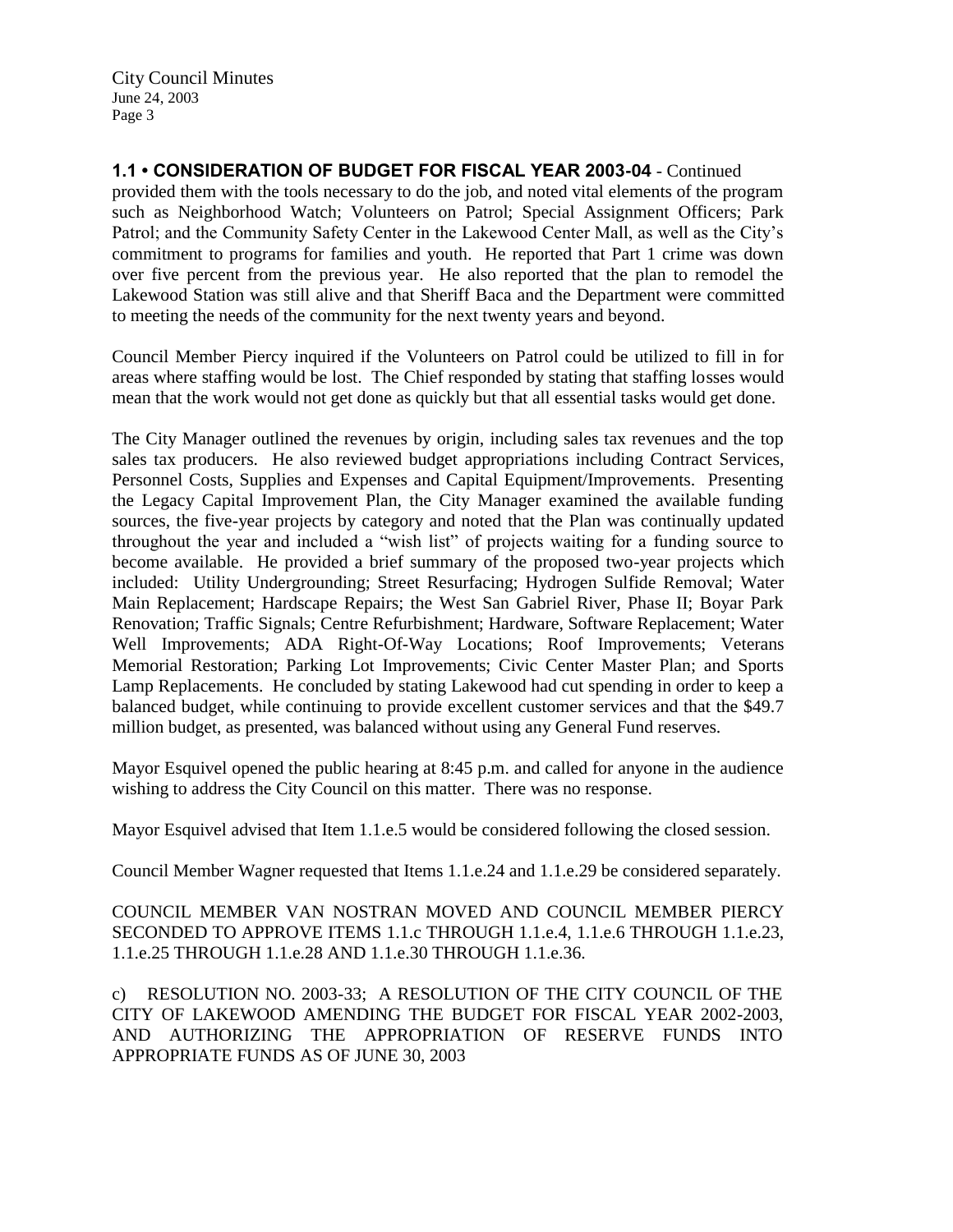**1.1 • CONSIDERATION OF BUDGET FOR FISCAL YEAR 2003-04** - Continued

provided them with the tools necessary to do the job, and noted vital elements of the program such as Neighborhood Watch; Volunteers on Patrol; Special Assignment Officers; Park Patrol; and the Community Safety Center in the Lakewood Center Mall, as well as the City's commitment to programs for families and youth. He reported that Part 1 crime was down over five percent from the previous year. He also reported that the plan to remodel the Lakewood Station was still alive and that Sheriff Baca and the Department were committed to meeting the needs of the community for the next twenty years and beyond.

Council Member Piercy inquired if the Volunteers on Patrol could be utilized to fill in for areas where staffing would be lost. The Chief responded by stating that staffing losses would mean that the work would not get done as quickly but that all essential tasks would get done.

The City Manager outlined the revenues by origin, including sales tax revenues and the top sales tax producers. He also reviewed budget appropriations including Contract Services, Personnel Costs, Supplies and Expenses and Capital Equipment/Improvements. Presenting the Legacy Capital Improvement Plan, the City Manager examined the available funding sources, the five-year projects by category and noted that the Plan was continually updated throughout the year and included a "wish list" of projects waiting for a funding source to become available. He provided a brief summary of the proposed two-year projects which included: Utility Undergrounding; Street Resurfacing; Hydrogen Sulfide Removal; Water Main Replacement; Hardscape Repairs; the West San Gabriel River, Phase II; Boyar Park Renovation; Traffic Signals; Centre Refurbishment; Hardware, Software Replacement; Water Well Improvements; ADA Right-Of-Way Locations; Roof Improvements; Veterans Memorial Restoration; Parking Lot Improvements; Civic Center Master Plan; and Sports Lamp Replacements. He concluded by stating Lakewood had cut spending in order to keep a balanced budget, while continuing to provide excellent customer services and that the $49.7 million budget, as presented, was balanced without using any General Fund reserves.

Mayor Esquivel opened the public hearing at 8:45 p.m. and called for anyone in the audience wishing to address the City Council on this matter. There was no response.

Mayor Esquivel advised that Item 1.1.e.5 would be considered following the closed session.

Council Member Wagner requested that Items 1.1.e.24 and 1.1.e.29 be considered separately.

COUNCIL MEMBER VAN NOSTRAN MOVED AND COUNCIL MEMBER PIERCY SECONDED TO APPROVE ITEMS 1.1.c THROUGH 1.1.e.4, 1.1.e.6 THROUGH 1.1.e.23, 1.1.e.25 THROUGH 1.1.e.28 AND 1.1.e.30 THROUGH 1.1.e.36.

c) RESOLUTION NO. 2003-33; A RESOLUTION OF THE CITY COUNCIL OF THE CITY OF LAKEWOOD AMENDING THE BUDGET FOR FISCAL YEAR 2002-2003, AND AUTHORIZING THE APPROPRIATION OF RESERVE FUNDS INTO APPROPRIATE FUNDS AS OF JUNE 30, 2003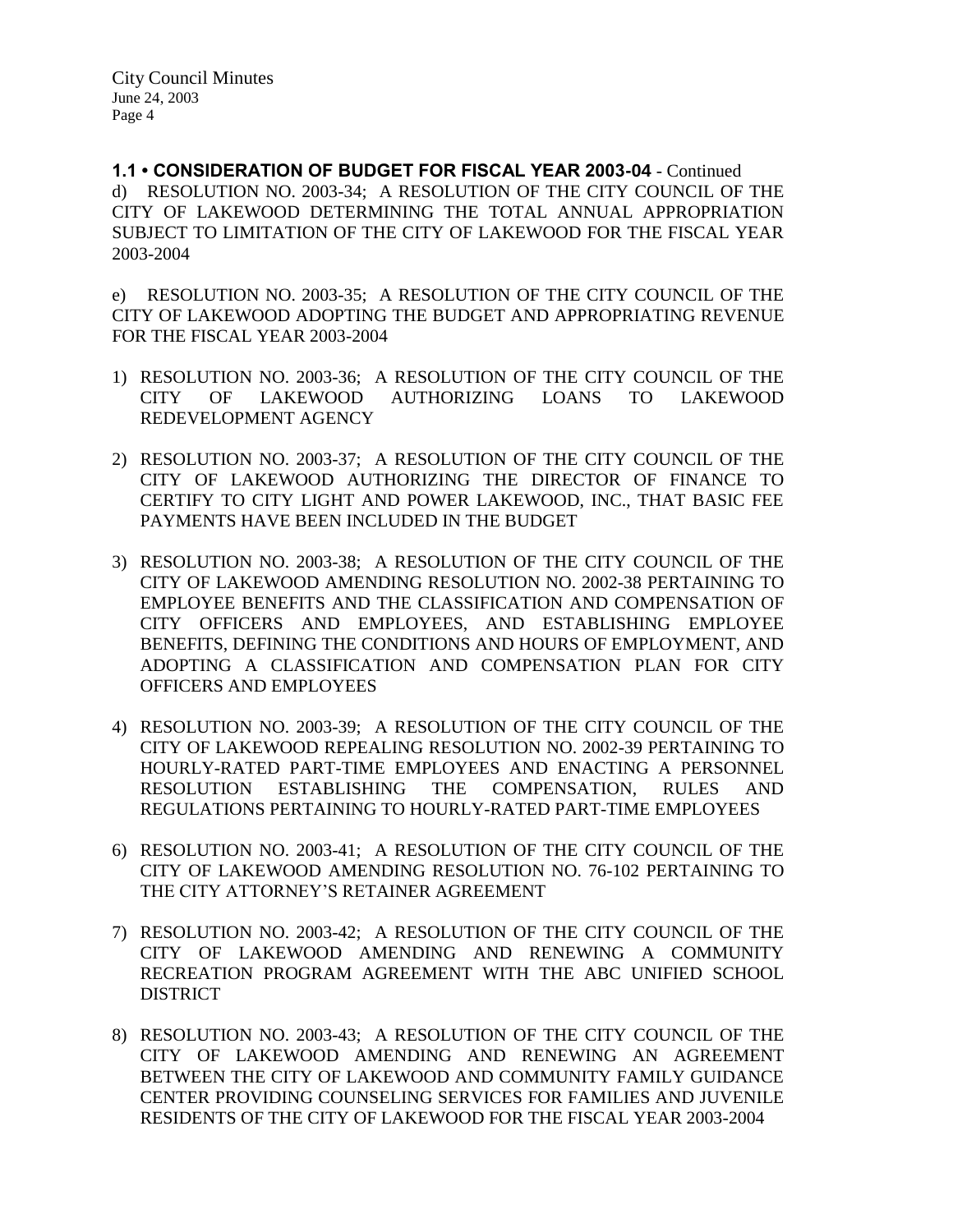**1.1 • CONSIDERATION OF BUDGET FOR FISCAL YEAR 2003-04** - Continued

d) RESOLUTION NO. 2003-34; A RESOLUTION OF THE CITY COUNCIL OF THE CITY OF LAKEWOOD DETERMINING THE TOTAL ANNUAL APPROPRIATION SUBJECT TO LIMITATION OF THE CITY OF LAKEWOOD FOR THE FISCAL YEAR 2003-2004

e) RESOLUTION NO. 2003-35; A RESOLUTION OF THE CITY COUNCIL OF THE CITY OF LAKEWOOD ADOPTING THE BUDGET AND APPROPRIATING REVENUE FOR THE FISCAL YEAR 2003-2004

1) RESOLUTION NO. 2003-36; A RESOLUTION OF THE CITY COUNCIL OF THE CITY OF LAKEWOOD AUTHORIZING LOANS TO LAKEWOOD REDEVELOPMENT AGENCY

2) RESOLUTION NO. 2003-37; A RESOLUTION OF THE CITY COUNCIL OF THE CITY OF LAKEWOOD AUTHORIZING THE DIRECTOR OF FINANCE TO CERTIFY TO CITY LIGHT AND POWER LAKEWOOD, INC., THAT BASIC FEE PAYMENTS HAVE BEEN INCLUDED IN THE BUDGET

3) RESOLUTION NO. 2003-38; A RESOLUTION OF THE CITY COUNCIL OF THE CITY OF LAKEWOOD AMENDING RESOLUTION NO. 2002-38 PERTAINING TO EMPLOYEE BENEFITS AND THE CLASSIFICATION AND COMPENSATION OF CITY OFFICERS AND EMPLOYEES, AND ESTABLISHING EMPLOYEE BENEFITS, DEFINING THE CONDITIONS AND HOURS OF EMPLOYMENT, AND ADOPTING A CLASSIFICATION AND COMPENSATION PLAN FOR CITY OFFICERS AND EMPLOYEES

4) RESOLUTION NO. 2003-39; A RESOLUTION OF THE CITY COUNCIL OF THE CITY OF LAKEWOOD REPEALING RESOLUTION NO. 2002-39 PERTAINING TO HOURLY-RATED PART-TIME EMPLOYEES AND ENACTING A PERSONNEL RESOLUTION ESTABLISHING THE COMPENSATION, RULES AND REGULATIONS PERTAINING TO HOURLY-RATED PART-TIME EMPLOYEES

6) RESOLUTION NO. 2003-41; A RESOLUTION OF THE CITY COUNCIL OF THE CITY OF LAKEWOOD AMENDING RESOLUTION NO. 76-102 PERTAINING TO THE CITY ATTORNEY'S RETAINER AGREEMENT

7) RESOLUTION NO. 2003-42; A RESOLUTION OF THE CITY COUNCIL OF THE CITY OF LAKEWOOD AMENDING AND RENEWING A COMMUNITY RECREATION PROGRAM AGREEMENT WITH THE ABC UNIFIED SCHOOL DISTRICT

8) RESOLUTION NO. 2003-43; A RESOLUTION OF THE CITY COUNCIL OF THE CITY OF LAKEWOOD AMENDING AND RENEWING AN AGREEMENT BETWEEN THE CITY OF LAKEWOOD AND COMMUNITY FAMILY GUIDANCE CENTER PROVIDING COUNSELING SERVICES FOR FAMILIES AND JUVENILE RESIDENTS OF THE CITY OF LAKEWOOD FOR THE FISCAL YEAR 2003-2004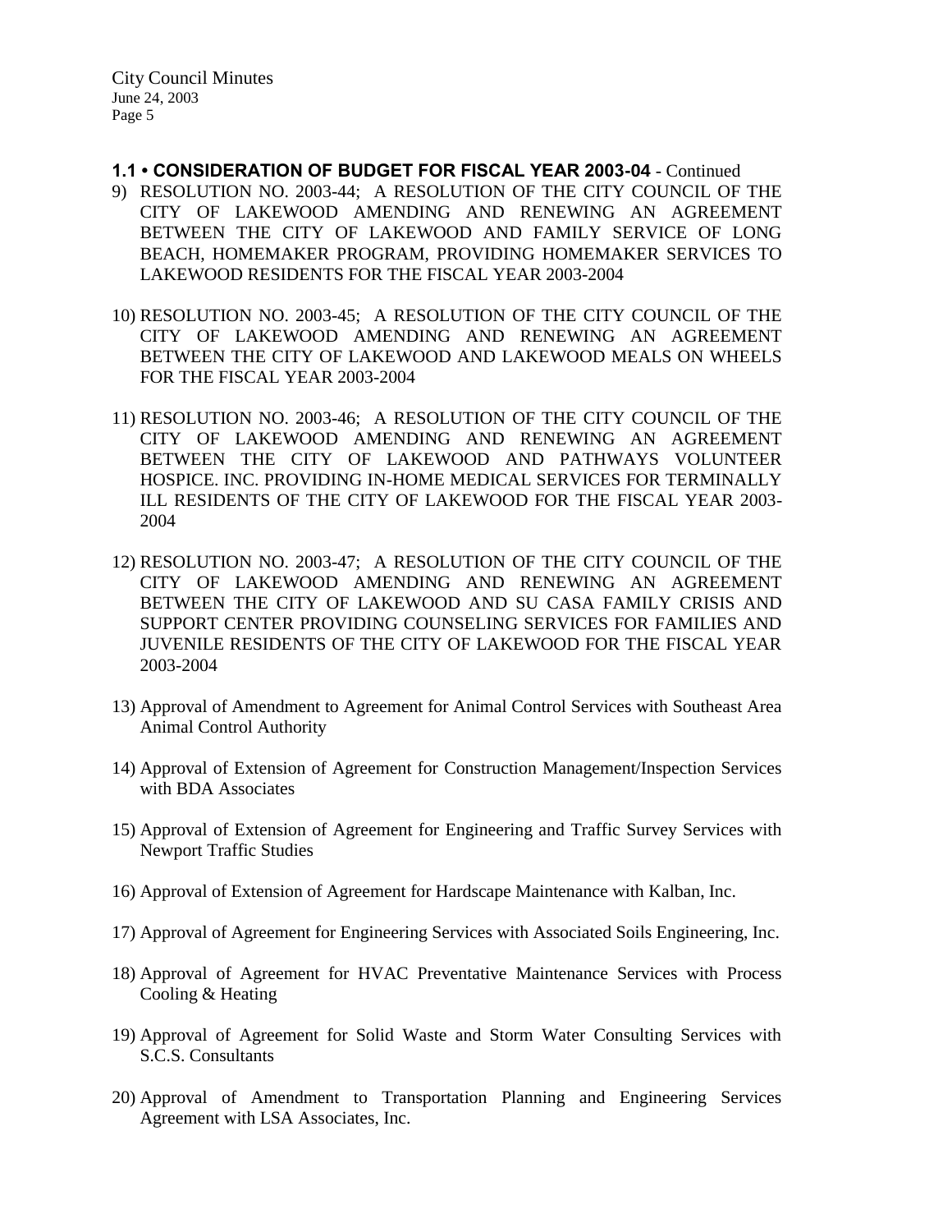**1.1 • CONSIDERATION OF BUDGET FOR FISCAL YEAR 2003-04** - Continued

9) RESOLUTION NO. 2003-44; A RESOLUTION OF THE CITY COUNCIL OF THE CITY OF LAKEWOOD AMENDING AND RENEWING AN AGREEMENT BETWEEN THE CITY OF LAKEWOOD AND FAMILY SERVICE OF LONG BEACH, HOMEMAKER PROGRAM, PROVIDING HOMEMAKER SERVICES TO LAKEWOOD RESIDENTS FOR THE FISCAL YEAR 2003-2004

10) RESOLUTION NO. 2003-45; A RESOLUTION OF THE CITY COUNCIL OF THE CITY OF LAKEWOOD AMENDING AND RENEWING AN AGREEMENT BETWEEN THE CITY OF LAKEWOOD AND LAKEWOOD MEALS ON WHEELS FOR THE FISCAL YEAR 2003-2004

11) RESOLUTION NO. 2003-46; A RESOLUTION OF THE CITY COUNCIL OF THE CITY OF LAKEWOOD AMENDING AND RENEWING AN AGREEMENT BETWEEN THE CITY OF LAKEWOOD AND PATHWAYS VOLUNTEER HOSPICE. INC. PROVIDING IN-HOME MEDICAL SERVICES FOR TERMINALLY ILL RESIDENTS OF THE CITY OF LAKEWOOD FOR THE FISCAL YEAR 2003-2004

12) RESOLUTION NO. 2003-47; A RESOLUTION OF THE CITY COUNCIL OF THE CITY OF LAKEWOOD AMENDING AND RENEWING AN AGREEMENT BETWEEN THE CITY OF LAKEWOOD AND SU CASA FAMILY CRISIS AND SUPPORT CENTER PROVIDING COUNSELING SERVICES FOR FAMILIES AND JUVENILE RESIDENTS OF THE CITY OF LAKEWOOD FOR THE FISCAL YEAR 2003-2004

13) Approval of Amendment to Agreement for Animal Control Services with Southeast Area Animal Control Authority

14) Approval of Extension of Agreement for Construction Management/Inspection Services with BDA Associates

15) Approval of Extension of Agreement for Engineering and Traffic Survey Services with Newport Traffic Studies

16) Approval of Extension of Agreement for Hardscape Maintenance with Kalban, Inc.

17) Approval of Agreement for Engineering Services with Associated Soils Engineering, Inc.

18) Approval of Agreement for HVAC Preventative Maintenance Services with Process Cooling & Heating

19) Approval of Agreement for Solid Waste and Storm Water Consulting Services with S.C.S. Consultants

20) Approval of Amendment to Transportation Planning and Engineering Services Agreement with LSA Associates, Inc.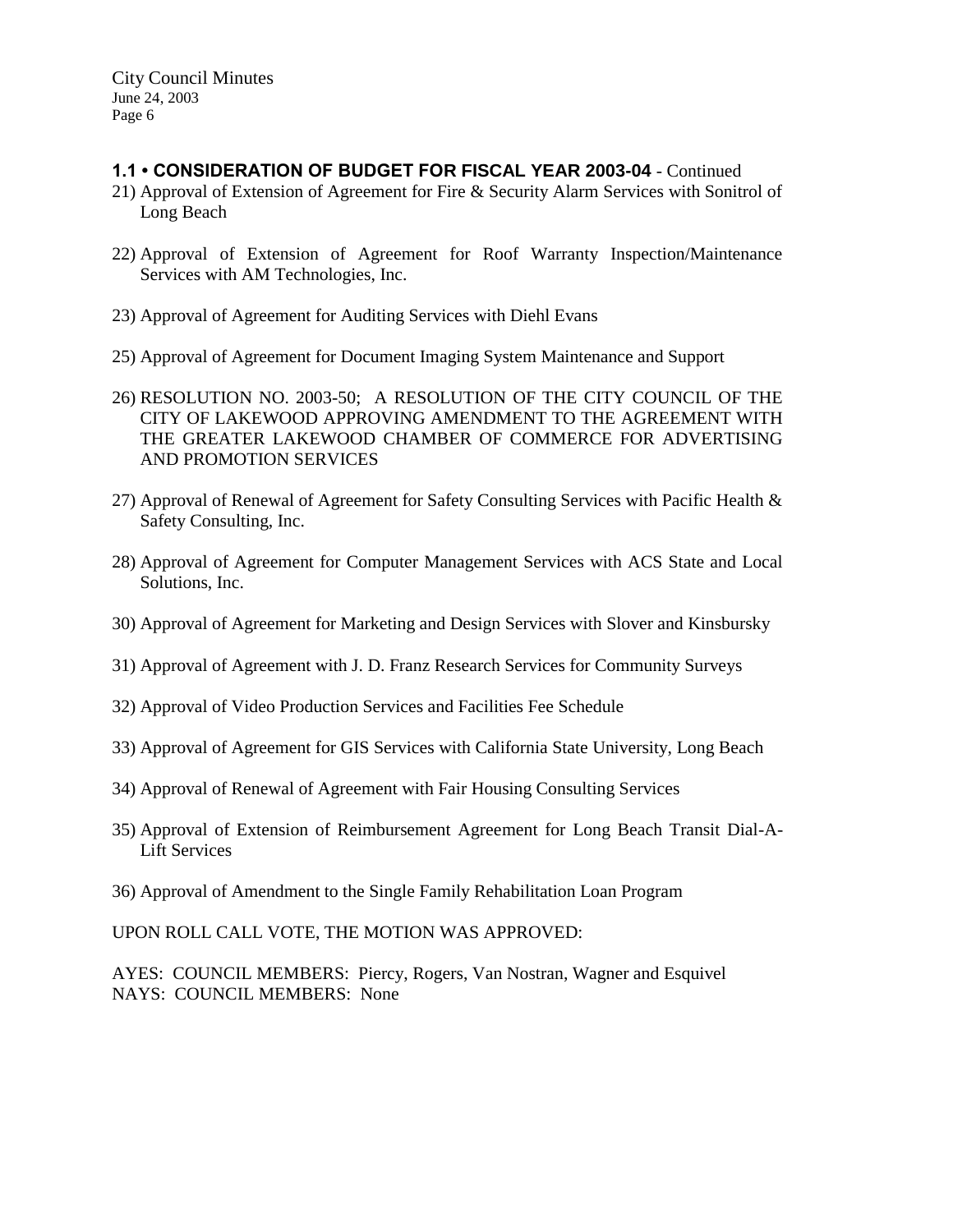### 1.1 • CONSIDERATION OF BUDGET FOR FISCAL YEAR 2003-04 - Continued

21) Approval of Extension of Agreement for Fire & Security Alarm Services with Sonitrol of Long Beach

22) Approval of Extension of Agreement for Roof Warranty Inspection/Maintenance Services with AM Technologies, Inc.

23) Approval of Agreement for Auditing Services with Diehl Evans

25) Approval of Agreement for Document Imaging System Maintenance and Support

26) RESOLUTION NO. 2003-50; A RESOLUTION OF THE CITY COUNCIL OF THE CITY OF LAKEWOOD APPROVING AMENDMENT TO THE AGREEMENT WITH THE GREATER LAKEWOOD CHAMBER OF COMMERCE FOR ADVERTISING AND PROMOTION SERVICES

27) Approval of Renewal of Agreement for Safety Consulting Services with Pacific Health & Safety Consulting, Inc.

28) Approval of Agreement for Computer Management Services with ACS State and Local Solutions, Inc.

30) Approval of Agreement for Marketing and Design Services with Slover and Kinsbursky

31) Approval of Agreement with J. D. Franz Research Services for Community Surveys

32) Approval of Video Production Services and Facilities Fee Schedule

33) Approval of Agreement for GIS Services with California State University, Long Beach

34) Approval of Renewal of Agreement with Fair Housing Consulting Services

35) Approval of Extension of Reimbursement Agreement for Long Beach Transit Dial-A-Lift Services

36) Approval of Amendment to the Single Family Rehabilitation Loan Program

UPON ROLL CALL VOTE, THE MOTION WAS APPROVED:

AYES: COUNCIL MEMBERS: Piercy, Rogers, Van Nostran, Wagner and Esquivel
NAYS: COUNCIL MEMBERS: None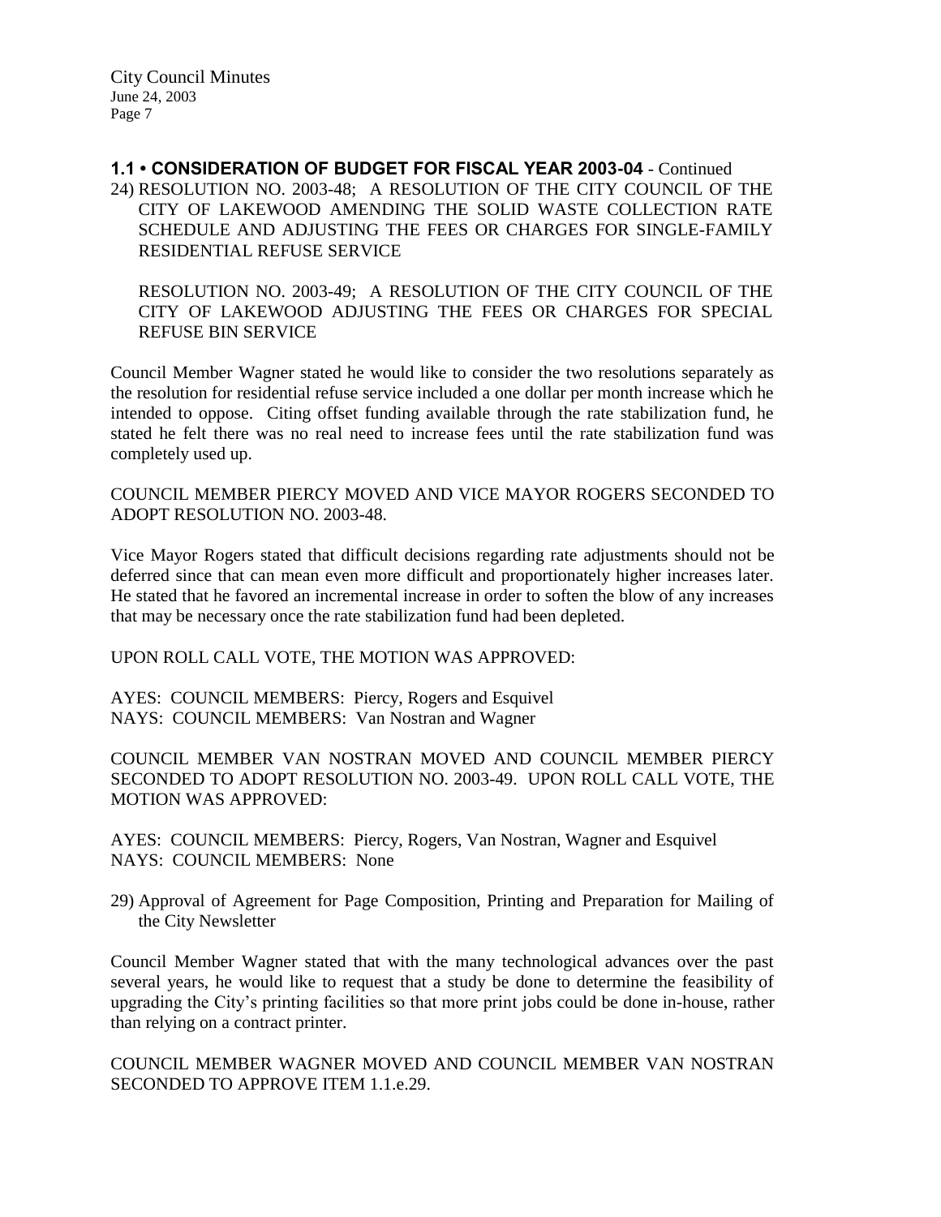**1.1 • CONSIDERATION OF BUDGET FOR FISCAL YEAR 2003-04** - Continued

24) RESOLUTION NO. 2003-48; A RESOLUTION OF THE CITY COUNCIL OF THE CITY OF LAKEWOOD AMENDING THE SOLID WASTE COLLECTION RATE SCHEDULE AND ADJUSTING THE FEES OR CHARGES FOR SINGLE-FAMILY RESIDENTIAL REFUSE SERVICE

    RESOLUTION NO. 2003-49; A RESOLUTION OF THE CITY COUNCIL OF THE CITY OF LAKEWOOD ADJUSTING THE FEES OR CHARGES FOR SPECIAL REFUSE BIN SERVICE

Council Member Wagner stated he would like to consider the two resolutions separately as the resolution for residential refuse service included a one dollar per month increase which he intended to oppose. Citing offset funding available through the rate stabilization fund, he stated he felt there was no real need to increase fees until the rate stabilization fund was completely used up.

COUNCIL MEMBER PIERCY MOVED AND VICE MAYOR ROGERS SECONDED TO ADOPT RESOLUTION NO. 2003-48.

Vice Mayor Rogers stated that difficult decisions regarding rate adjustments should not be deferred since that can mean even more difficult and proportionately higher increases later. He stated that he favored an incremental increase in order to soften the blow of any increases that may be necessary once the rate stabilization fund had been depleted.

UPON ROLL CALL VOTE, THE MOTION WAS APPROVED:

AYES: COUNCIL MEMBERS: Piercy, Rogers and Esquivel
NAYS: COUNCIL MEMBERS: Van Nostran and Wagner

COUNCIL MEMBER VAN NOSTRAN MOVED AND COUNCIL MEMBER PIERCY SECONDED TO ADOPT RESOLUTION NO. 2003-49. UPON ROLL CALL VOTE, THE MOTION WAS APPROVED:

AYES: COUNCIL MEMBERS: Piercy, Rogers, Van Nostran, Wagner and Esquivel
NAYS: COUNCIL MEMBERS: None

29) Approval of Agreement for Page Composition, Printing and Preparation for Mailing of the City Newsletter

Council Member Wagner stated that with the many technological advances over the past several years, he would like to request that a study be done to determine the feasibility of upgrading the City's printing facilities so that more print jobs could be done in-house, rather than relying on a contract printer.

COUNCIL MEMBER WAGNER MOVED AND COUNCIL MEMBER VAN NOSTRAN SECONDED TO APPROVE ITEM 1.1.e.29.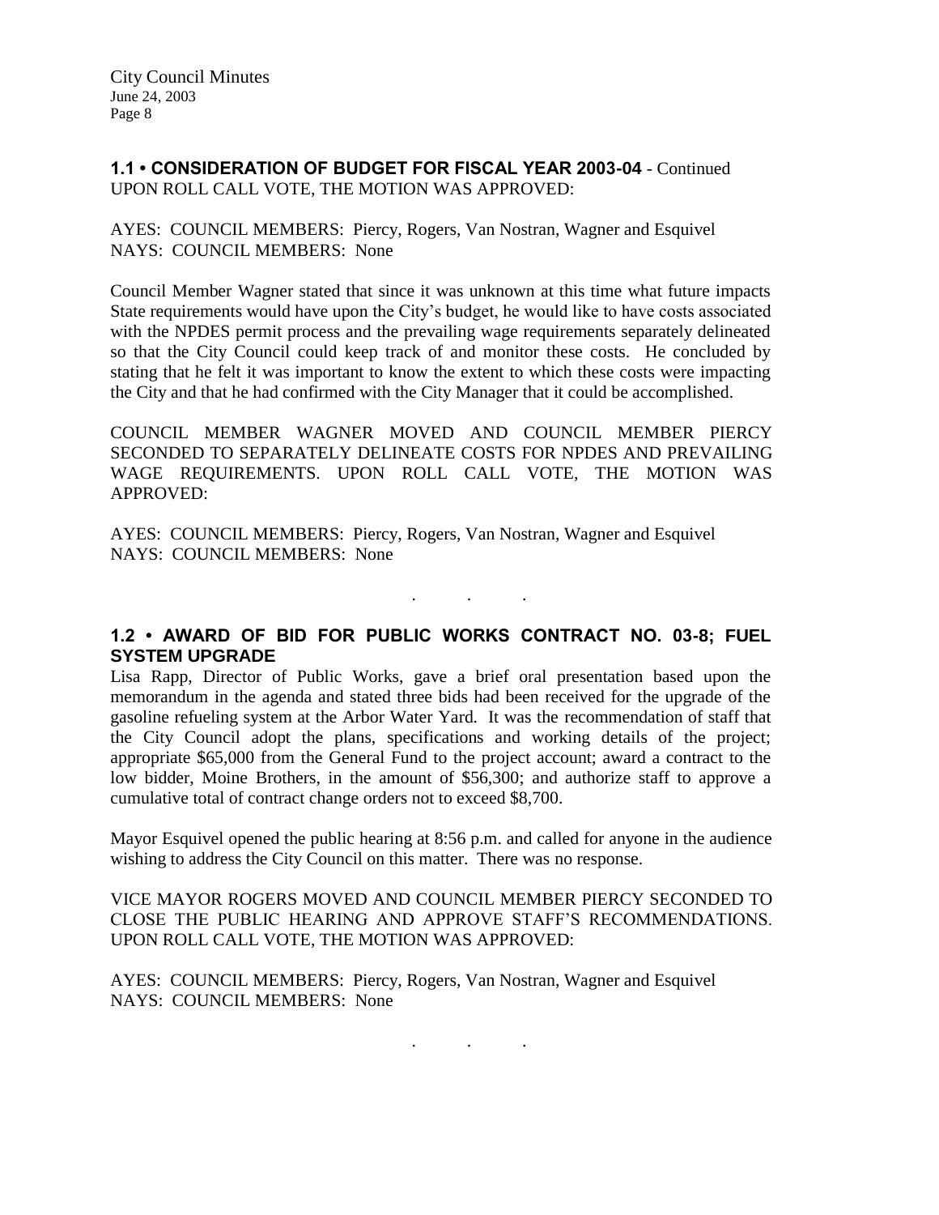**1.1 • CONSIDERATION OF BUDGET FOR FISCAL YEAR 2003-04** - Continued
UPON ROLL CALL VOTE, THE MOTION WAS APPROVED:

AYES: COUNCIL MEMBERS: Piercy, Rogers, Van Nostran, Wagner and Esquivel
NAYS: COUNCIL MEMBERS: None

Council Member Wagner stated that since it was unknown at this time what future impacts State requirements would have upon the City's budget, he would like to have costs associated with the NPDES permit process and the prevailing wage requirements separately delineated so that the City Council could keep track of and monitor these costs. He concluded by stating that he felt it was important to know the extent to which these costs were impacting the City and that he had confirmed with the City Manager that it could be accomplished.

COUNCIL MEMBER WAGNER MOVED AND COUNCIL MEMBER PIERCY SECONDED TO SEPARATELY DELINEATE COSTS FOR NPDES AND PREVAILING WAGE REQUIREMENTS. UPON ROLL CALL VOTE, THE MOTION WAS APPROVED:

AYES: COUNCIL MEMBERS: Piercy, Rogers, Van Nostran, Wagner and Esquivel
NAYS: COUNCIL MEMBERS: None

. . .

**1.2 • AWARD OF BID FOR PUBLIC WORKS CONTRACT NO. 03-8; FUEL SYSTEM UPGRADE**

Lisa Rapp, Director of Public Works, gave a brief oral presentation based upon the memorandum in the agenda and stated three bids had been received for the upgrade of the gasoline refueling system at the Arbor Water Yard. It was the recommendation of staff that the City Council adopt the plans, specifications and working details of the project; appropriate $65,000 from the General Fund to the project account; award a contract to the low bidder, Moine Brothers, in the amount of $56,300; and authorize staff to approve a cumulative total of contract change orders not to exceed $8,700.

Mayor Esquivel opened the public hearing at 8:56 p.m. and called for anyone in the audience wishing to address the City Council on this matter. There was no response.

VICE MAYOR ROGERS MOVED AND COUNCIL MEMBER PIERCY SECONDED TO CLOSE THE PUBLIC HEARING AND APPROVE STAFF'S RECOMMENDATIONS. UPON ROLL CALL VOTE, THE MOTION WAS APPROVED:

AYES: COUNCIL MEMBERS: Piercy, Rogers, Van Nostran, Wagner and Esquivel
NAYS: COUNCIL MEMBERS: None

. . .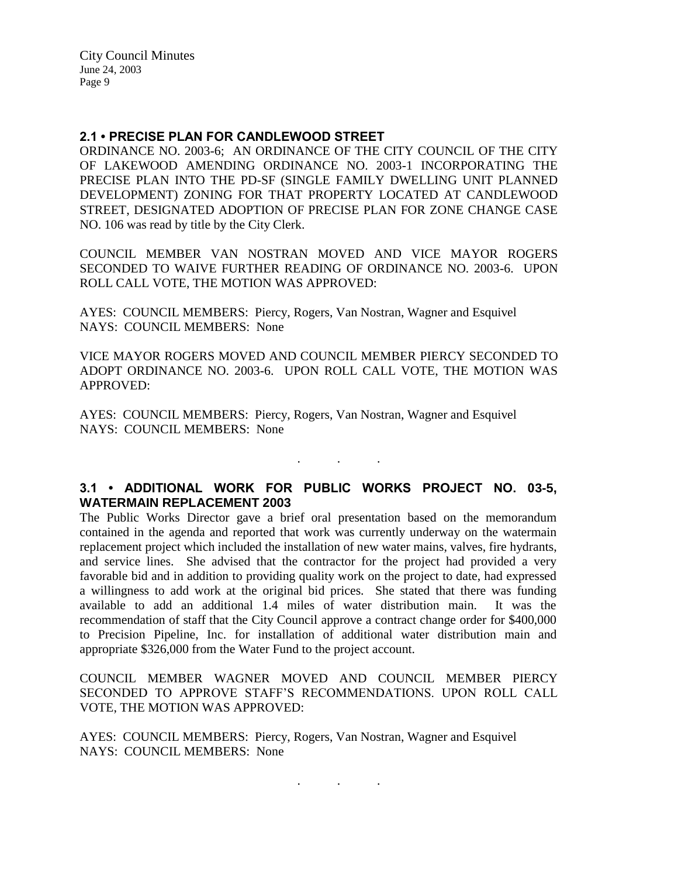## 2.1 • PRECISE PLAN FOR CANDLEWOOD STREET

ORDINANCE NO. 2003-6; AN ORDINANCE OF THE CITY COUNCIL OF THE CITY OF LAKEWOOD AMENDING ORDINANCE NO. 2003-1 INCORPORATING THE PRECISE PLAN INTO THE PD-SF (SINGLE FAMILY DWELLING UNIT PLANNED DEVELOPMENT) ZONING FOR THAT PROPERTY LOCATED AT CANDLEWOOD STREET, DESIGNATED ADOPTION OF PRECISE PLAN FOR ZONE CHANGE CASE NO. 106 was read by title by the City Clerk.

COUNCIL MEMBER VAN NOSTRAN MOVED AND VICE MAYOR ROGERS SECONDED TO WAIVE FURTHER READING OF ORDINANCE NO. 2003-6. UPON ROLL CALL VOTE, THE MOTION WAS APPROVED:

AYES: COUNCIL MEMBERS: Piercy, Rogers, Van Nostran, Wagner and Esquivel
NAYS: COUNCIL MEMBERS: None

VICE MAYOR ROGERS MOVED AND COUNCIL MEMBER PIERCY SECONDED TO ADOPT ORDINANCE NO. 2003-6. UPON ROLL CALL VOTE, THE MOTION WAS APPROVED:

AYES: COUNCIL MEMBERS: Piercy, Rogers, Van Nostran, Wagner and Esquivel
NAYS: COUNCIL MEMBERS: None

. . .

## 3.1 • ADDITIONAL WORK FOR PUBLIC WORKS PROJECT NO. 03-5, WATERMAIN REPLACEMENT 2003

The Public Works Director gave a brief oral presentation based on the memorandum contained in the agenda and reported that work was currently underway on the watermain replacement project which included the installation of new water mains, valves, fire hydrants, and service lines. She advised that the contractor for the project had provided a very favorable bid and in addition to providing quality work on the project to date, had expressed a willingness to add work at the original bid prices. She stated that there was funding available to add an additional 1.4 miles of water distribution main. It was the recommendation of staff that the City Council approve a contract change order for $400,000 to Precision Pipeline, Inc. for installation of additional water distribution main and appropriate $326,000 from the Water Fund to the project account.

COUNCIL MEMBER WAGNER MOVED AND COUNCIL MEMBER PIERCY SECONDED TO APPROVE STAFF'S RECOMMENDATIONS. UPON ROLL CALL VOTE, THE MOTION WAS APPROVED:

AYES: COUNCIL MEMBERS: Piercy, Rogers, Van Nostran, Wagner and Esquivel
NAYS: COUNCIL MEMBERS: None

. . .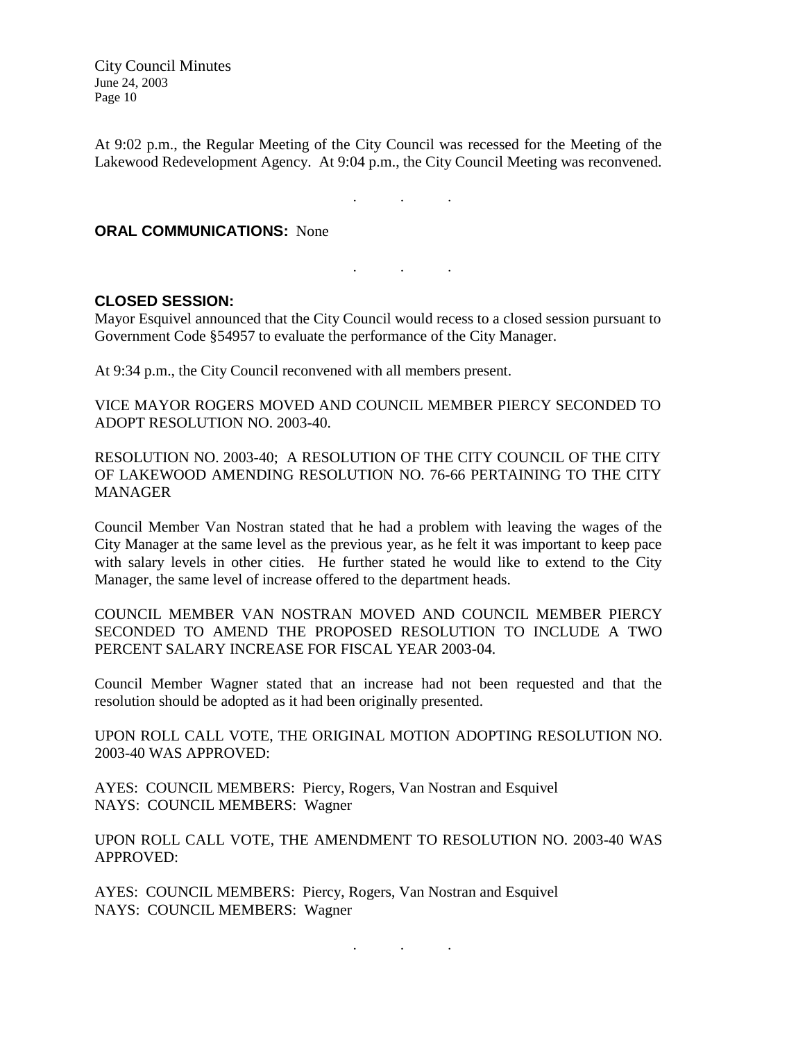At 9:02 p.m., the Regular Meeting of the City Council was recessed for the Meeting of the Lakewood Redevelopment Agency. At 9:04 p.m., the City Council Meeting was reconvened.

. . .

**ORAL COMMUNICATIONS:** None

. . .

**CLOSED SESSION:**

Mayor Esquivel announced that the City Council would recess to a closed session pursuant to Government Code §54957 to evaluate the performance of the City Manager.

At 9:34 p.m., the City Council reconvened with all members present.

VICE MAYOR ROGERS MOVED AND COUNCIL MEMBER PIERCY SECONDED TO ADOPT RESOLUTION NO. 2003-40.

RESOLUTION NO. 2003-40; A RESOLUTION OF THE CITY COUNCIL OF THE CITY OF LAKEWOOD AMENDING RESOLUTION NO. 76-66 PERTAINING TO THE CITY MANAGER

Council Member Van Nostran stated that he had a problem with leaving the wages of the City Manager at the same level as the previous year, as he felt it was important to keep pace with salary levels in other cities. He further stated he would like to extend to the City Manager, the same level of increase offered to the department heads.

COUNCIL MEMBER VAN NOSTRAN MOVED AND COUNCIL MEMBER PIERCY SECONDED TO AMEND THE PROPOSED RESOLUTION TO INCLUDE A TWO PERCENT SALARY INCREASE FOR FISCAL YEAR 2003-04.

Council Member Wagner stated that an increase had not been requested and that the resolution should be adopted as it had been originally presented.

UPON ROLL CALL VOTE, THE ORIGINAL MOTION ADOPTING RESOLUTION NO. 2003-40 WAS APPROVED:

AYES: COUNCIL MEMBERS: Piercy, Rogers, Van Nostran and Esquivel
NAYS: COUNCIL MEMBERS: Wagner

UPON ROLL CALL VOTE, THE AMENDMENT TO RESOLUTION NO. 2003-40 WAS APPROVED:

AYES: COUNCIL MEMBERS: Piercy, Rogers, Van Nostran and Esquivel
NAYS: COUNCIL MEMBERS: Wagner

. . .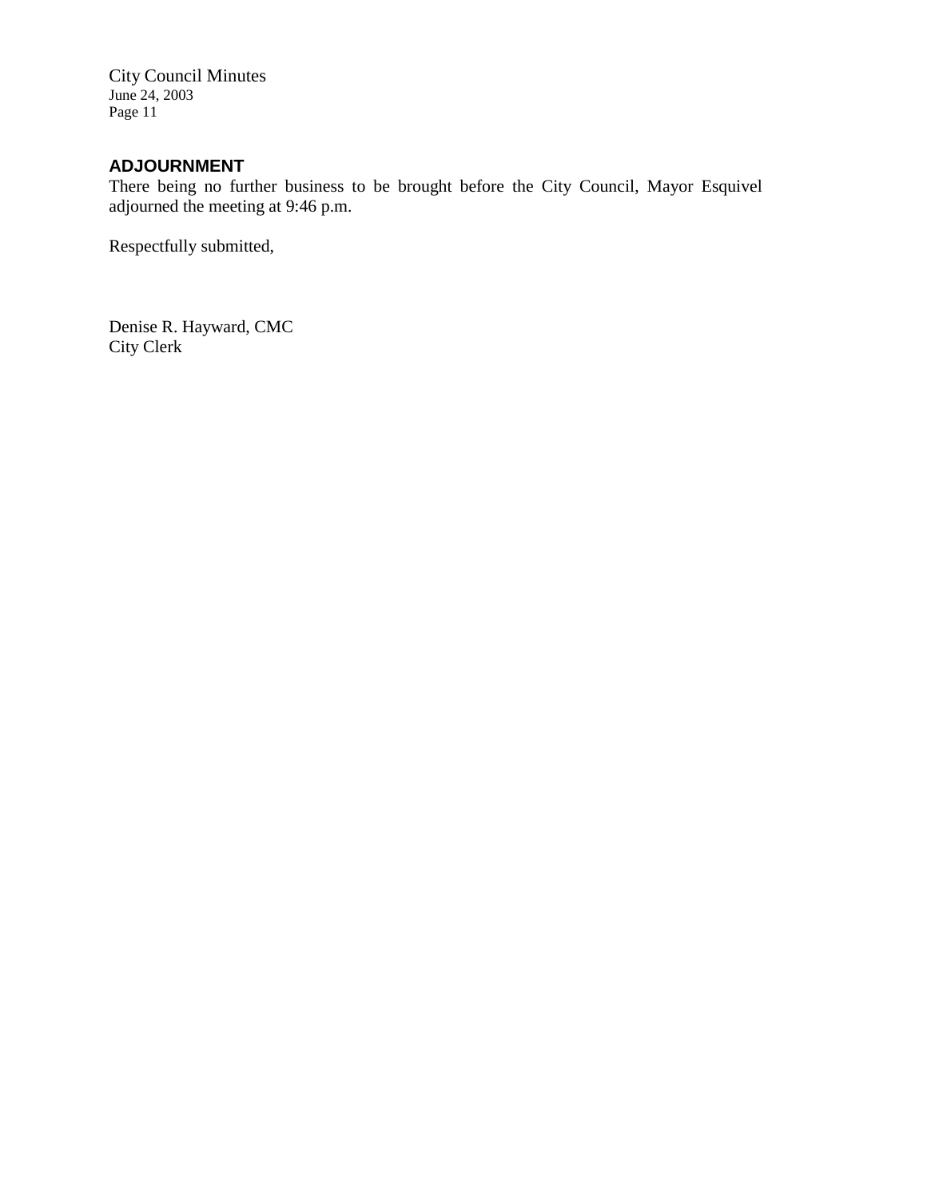## ADJOURNMENT

There being no further business to be brought before the City Council, Mayor Esquivel adjourned the meeting at 9:46 p.m.

Respectfully submitted,

Denise R. Hayward, CMC
City Clerk